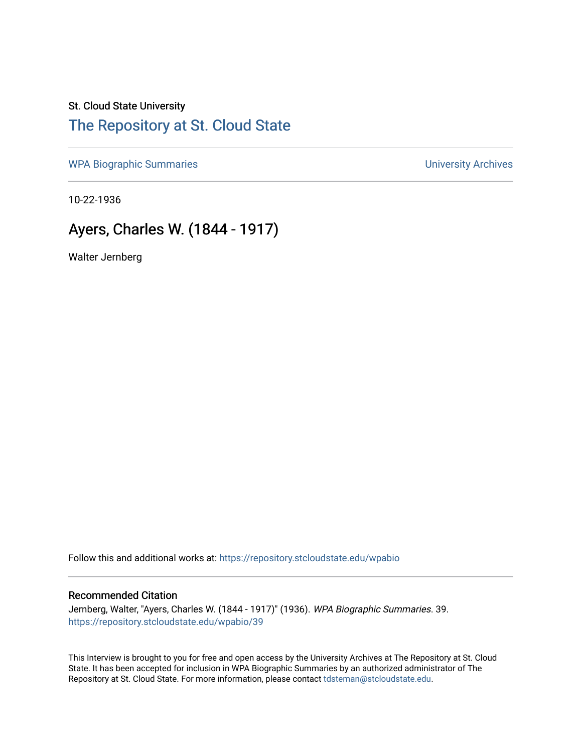St. Cloud State University

# The Repository at St. Cloud State

WPA Biographic Summaries

University Archives

10-22-1936

## Ayers, Charles W. (1844 - 1917)

Walter Jernberg

Follow this and additional works at: https://repository.stcloudstate.edu/wpabio

### Recommended Citation

Jernberg, Walter, "Ayers, Charles W. (1844 - 1917)" (1936). *WPA Biographic Summaries*. 39.
https://repository.stcloudstate.edu/wpabio/39

This Interview is brought to you for free and open access by the University Archives at The Repository at St. Cloud State. It has been accepted for inclusion in WPA Biographic Summaries by an authorized administrator of The Repository at St. Cloud State. For more information, please contact tdsteman@stcloudstate.edu.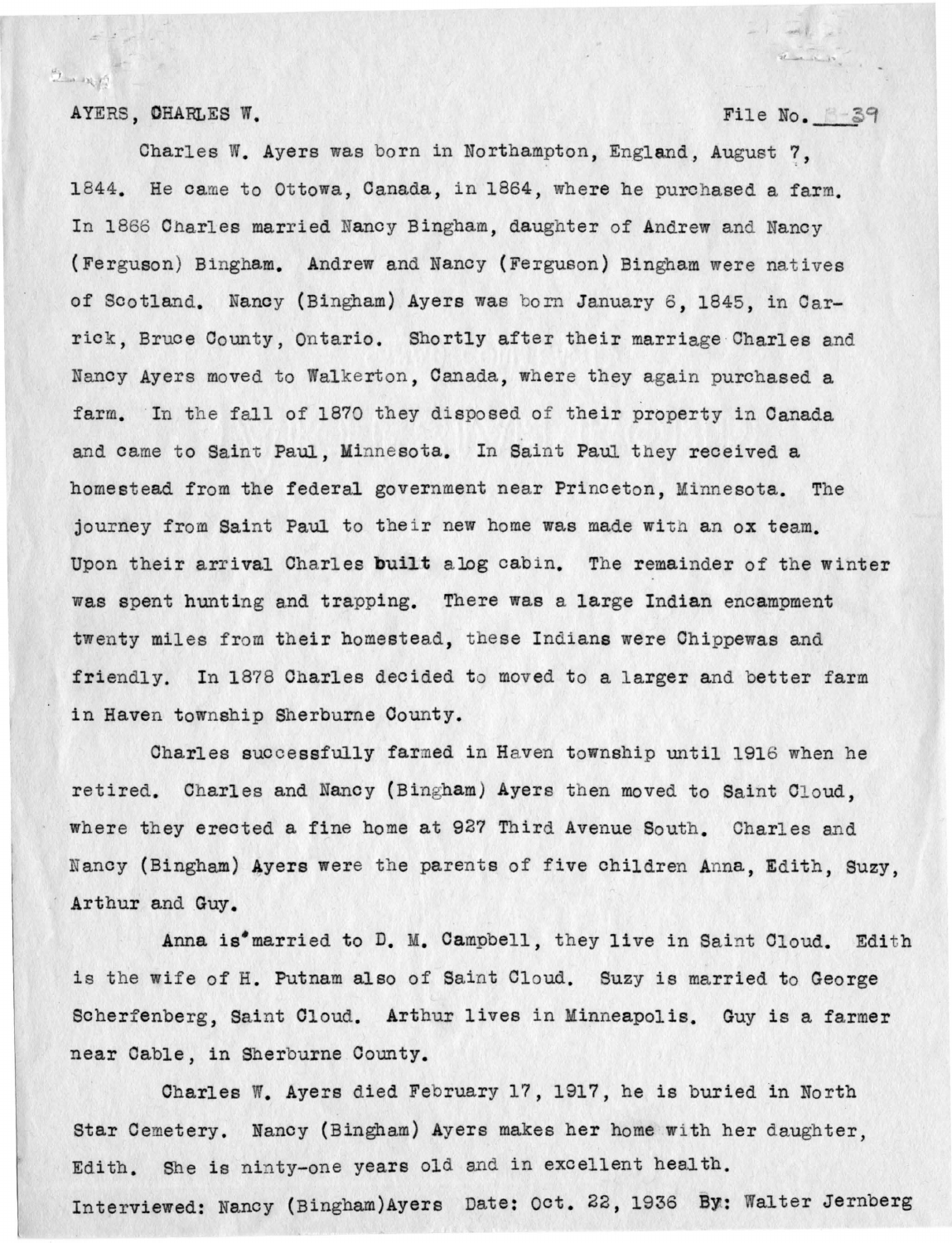AYERS, CHARLES W. File No. B-39

Charles W. Ayers was born in Northampton, England, August 7, 1844. He came to Ottowa, Canada, in 1864, where he purchased a farm. In 1866 Charles married Nancy Bingham, daughter of Andrew and Nancy (Ferguson) Bingham. Andrew and Nancy (Ferguson) Bingham were natives of Scotland. Nancy (Bingham) Ayers was born January 6, 1845, in Carrick, Bruce County, Ontario. Shortly after their marriage Charles and Nancy Ayers moved to Walkerton, Canada, where they again purchased a farm. In the fall of 1870 they disposed of their property in Canada and came to Saint Paul, Minnesota. In Saint Paul they received a homestead from the federal government near Princeton, Minnesota. The journey from Saint Paul to their new home was made with an ox team. Upon their arrival Charles built alog cabin. The remainder of the winter was spent hunting and trapping. There was a large Indian encampment twenty miles from their homestead, these Indians were Chippewas and friendly. In 1878 Charles decided to moved to a larger and better farm in Haven township Sherburne County.

Charles successfully farmed in Haven township until 1916 when he retired. Charles and Nancy (Bingham) Ayers then moved to Saint Cloud, where they erected a fine home at 927 Third Avenue South. Charles and Nancy (Bingham) Ayers were the parents of five children Anna, Edith, Suzy, Arthur and Guy.

Anna is married to D. M. Campbell, they live in Saint Cloud. Edith is the wife of H. Putnam also of Saint Cloud. Suzy is married to George Scherfenberg, Saint Cloud. Arthur lives in Minneapolis. Guy is a farmer near Cable, in Sherburne County.

Charles W. Ayers died February 17, 1917, he is buried in North Star Cemetery. Nancy (Bingham) Ayers makes her home with her daughter, Edith. She is ninty-one years old and in excellent health.

Interviewed: Nancy (Bingham)Ayers Date: Oct. 22, 1936 By: Walter Jernberg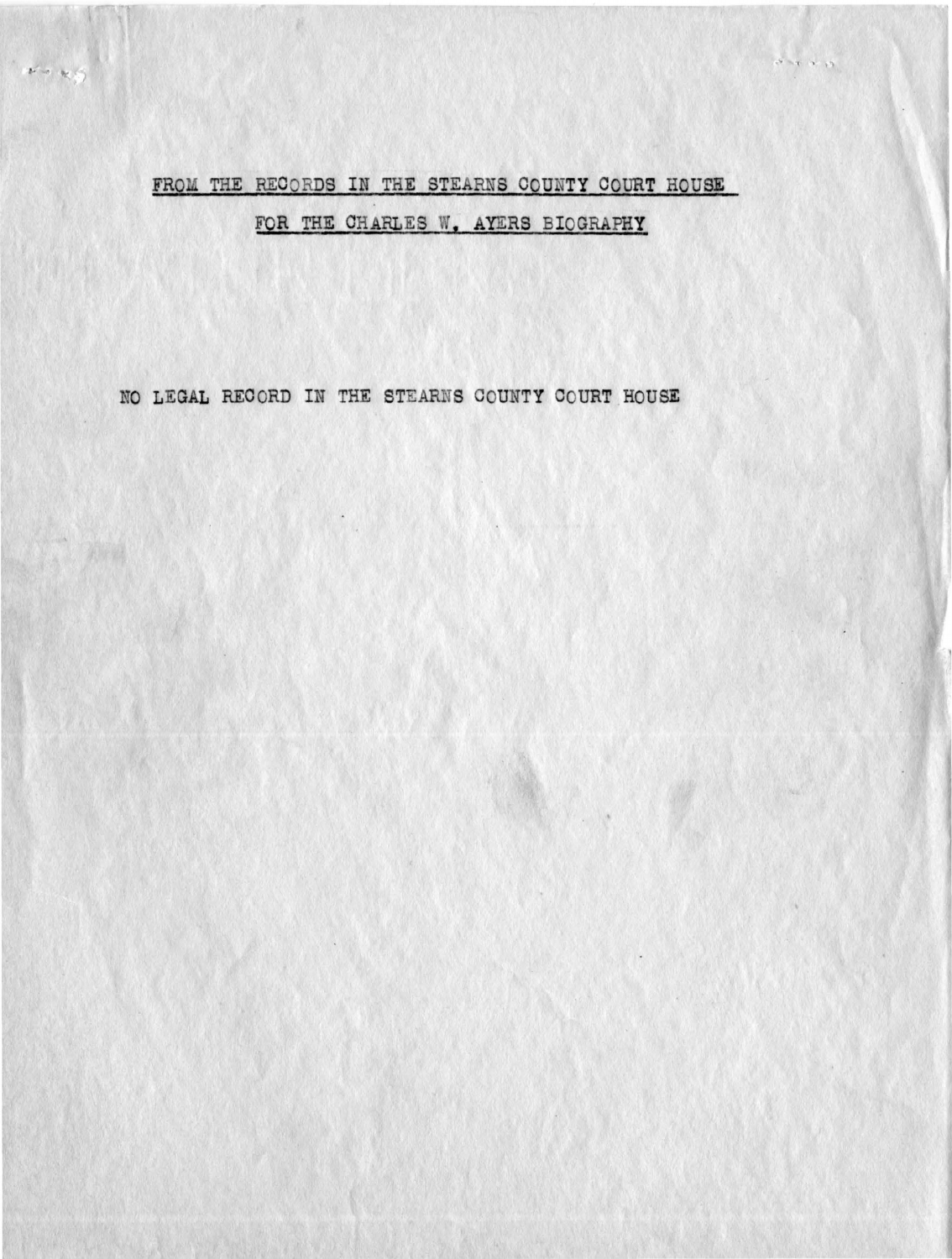## FROM THE RECORDS IN THE STEARNS COUNTY COURT HOUSE

## FOR THE CHARLES W. AYERS BIOGRAPHY

NO LEGAL RECORD IN THE STEARNS COUNTY COURT HOUSE